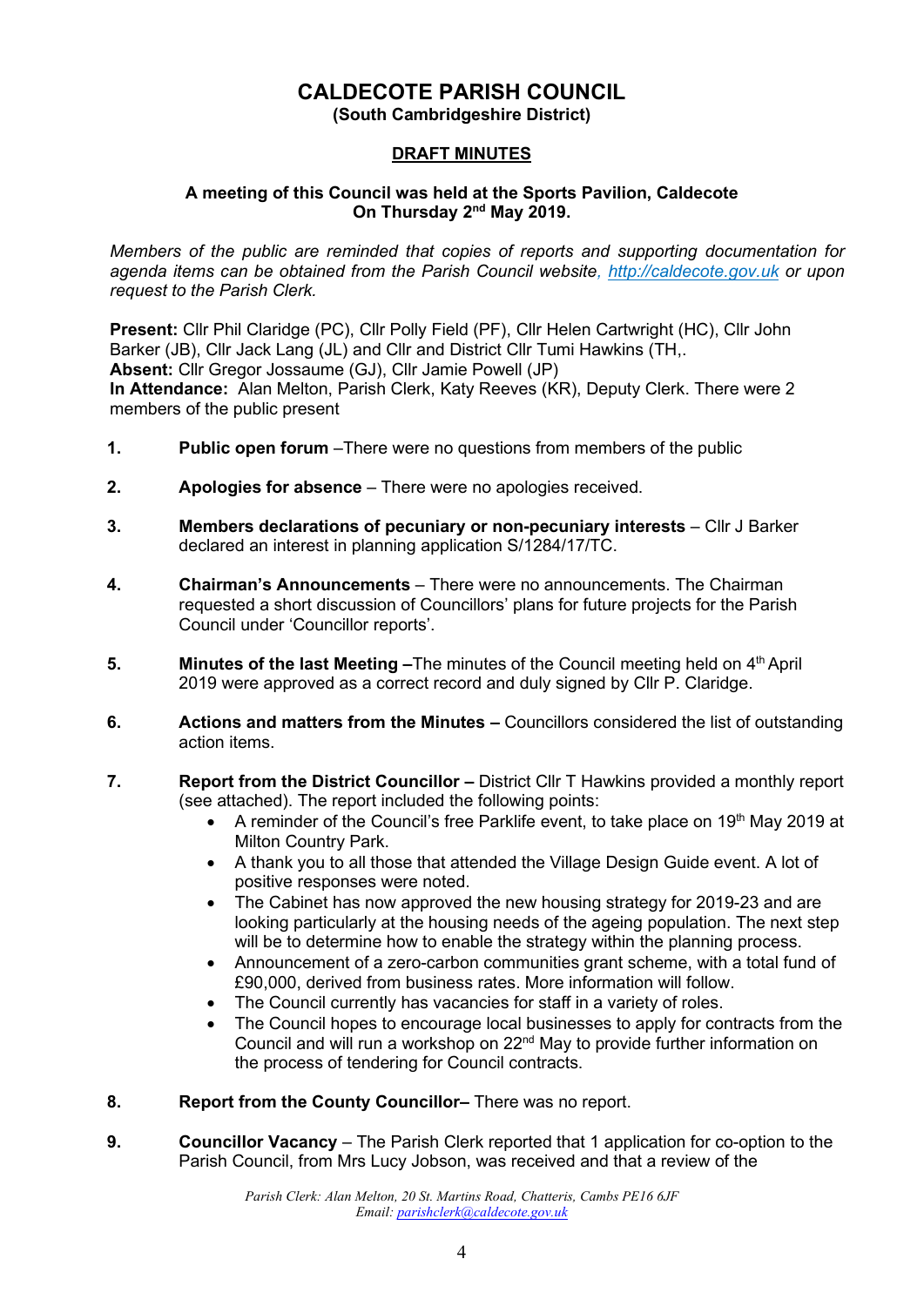# CALDECOTE PARISH COUNCIL

**(South Cambridgeshire District)**

**DRAFT MINUTES**

**A meeting of this Council was held at the Sports Pavilion, Caldecote On Thursday 2nd May 2019.**

*Members of the public are reminded that copies of reports and supporting documentation for agenda items can be obtained from the Parish Council website, http://caldecote.gov.uk or upon request to the Parish Clerk.*

**Present:** Cllr Phil Claridge (PC), Cllr Polly Field (PF), Cllr Helen Cartwright (HC), Cllr John Barker (JB), Cllr Jack Lang (JL) and Cllr and District Cllr Tumi Hawkins (TH,.
**Absent:** Cllr Gregor Jossaume (GJ), Cllr Jamie Powell (JP)
**In Attendance:** Alan Melton, Parish Clerk, Katy Reeves (KR), Deputy Clerk. There were 2 members of the public present

1. **Public open forum** –There were no questions from members of the public

2. **Apologies for absence** – There were no apologies received.

3. **Members declarations of pecuniary or non-pecuniary interests** – Cllr J Barker declared an interest in planning application S/1284/17/TC.

4. **Chairman's Announcements** – There were no announcements. The Chairman requested a short discussion of Councillors' plans for future projects for the Parish Council under 'Councillor reports'.

5. **Minutes of the last Meeting –**The minutes of the Council meeting held on 4th April 2019 were approved as a correct record and duly signed by Cllr P. Claridge.

6. **Actions and matters from the Minutes –** Councillors considered the list of outstanding action items.

7. **Report from the District Councillor –** District Cllr T Hawkins provided a monthly report (see attached). The report included the following points:
   - A reminder of the Council's free Parklife event, to take place on 19th May 2019 at Milton Country Park.
   - A thank you to all those that attended the Village Design Guide event. A lot of positive responses were noted.
   - The Cabinet has now approved the new housing strategy for 2019-23 and are looking particularly at the housing needs of the ageing population. The next step will be to determine how to enable the strategy within the planning process.
   - Announcement of a zero-carbon communities grant scheme, with a total fund of £90,000, derived from business rates. More information will follow.
   - The Council currently has vacancies for staff in a variety of roles.
   - The Council hopes to encourage local businesses to apply for contracts from the Council and will run a workshop on 22nd May to provide further information on the process of tendering for Council contracts.

8. **Report from the County Councillor–** There was no report.

9. **Councillor Vacancy** – The Parish Clerk reported that 1 application for co-option to the Parish Council, from Mrs Lucy Jobson, was received and that a review of the

*Parish Clerk: Alan Melton, 20 St. Martins Road, Chatteris, Cambs PE16 6JF*
*Email: parishclerk@caldecote.gov.uk*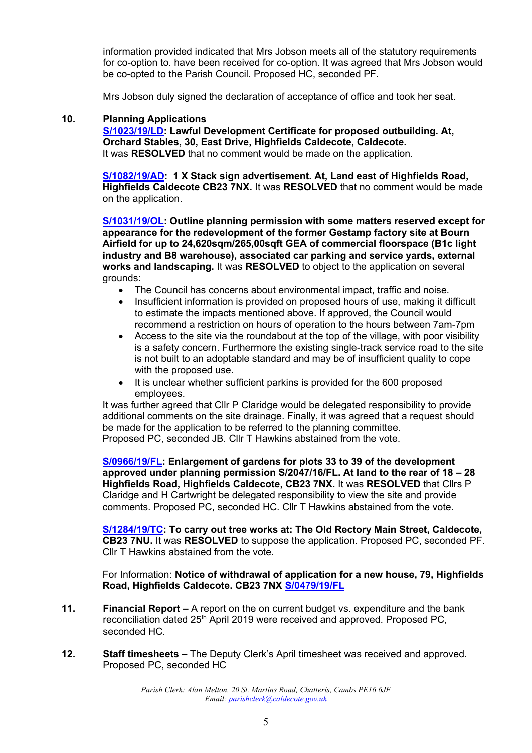information provided indicated that Mrs Jobson meets all of the statutory requirements for co-option to. have been received for co-option. It was agreed that Mrs Jobson would be co-opted to the Parish Council. Proposed HC, seconded PF.

Mrs Jobson duly signed the declaration of acceptance of office and took her seat.

**10. Planning Applications**

**S/1023/19/LD: Lawful Development Certificate for proposed outbuilding. At, Orchard Stables, 30, East Drive, Highfields Caldecote, Caldecote.** It was **RESOLVED** that no comment would be made on the application.

**S/1082/19/AD: 1 X Stack sign advertisement. At, Land east of Highfields Road, Highfields Caldecote CB23 7NX.** It was **RESOLVED** that no comment would be made on the application.

**S/1031/19/OL: Outline planning permission with some matters reserved except for appearance for the redevelopment of the former Gestamp factory site at Bourn Airfield for up to 24,620sqm/265,00sqft GEA of commercial floorspace (B1c light industry and B8 warehouse), associated car parking and service yards, external works and landscaping.** It was **RESOLVED** to object to the application on several grounds:

- The Council has concerns about environmental impact, traffic and noise.
- Insufficient information is provided on proposed hours of use, making it difficult to estimate the impacts mentioned above. If approved, the Council would recommend a restriction on hours of operation to the hours between 7am-7pm
- Access to the site via the roundabout at the top of the village, with poor visibility is a safety concern. Furthermore the existing single-track service road to the site is not built to an adoptable standard and may be of insufficient quality to cope with the proposed use.
- It is unclear whether sufficient parkins is provided for the 600 proposed employees.

It was further agreed that Cllr P Claridge would be delegated responsibility to provide additional comments on the site drainage. Finally, it was agreed that a request should be made for the application to be referred to the planning committee. Proposed PC, seconded JB. Cllr T Hawkins abstained from the vote.

**S/0966/19/FL: Enlargement of gardens for plots 33 to 39 of the development approved under planning permission S/2047/16/FL. At land to the rear of 18 – 28 Highfields Road, Highfields Caldecote, CB23 7NX.** It was **RESOLVED** that Cllrs P Claridge and H Cartwright be delegated responsibility to view the site and provide comments. Proposed PC, seconded HC. Cllr T Hawkins abstained from the vote.

**S/1284/19/TC: To carry out tree works at: The Old Rectory Main Street, Caldecote, CB23 7NU.** It was **RESOLVED** to suppose the application. Proposed PC, seconded PF. Cllr T Hawkins abstained from the vote.

For Information: **Notice of withdrawal of application for a new house, 79, Highfields Road, Highfields Caldecote. CB23 7NX S/0479/19/FL**

**11. Financial Report –** A report on the on current budget vs. expenditure and the bank reconciliation dated 25th April 2019 were received and approved. Proposed PC, seconded HC.

**12. Staff timesheets –** The Deputy Clerk's April timesheet was received and approved. Proposed PC, seconded HC

*Parish Clerk: Alan Melton, 20 St. Martins Road, Chatteris, Cambs PE16 6JF*
*Email: parishclerk@caldecote.gov.uk*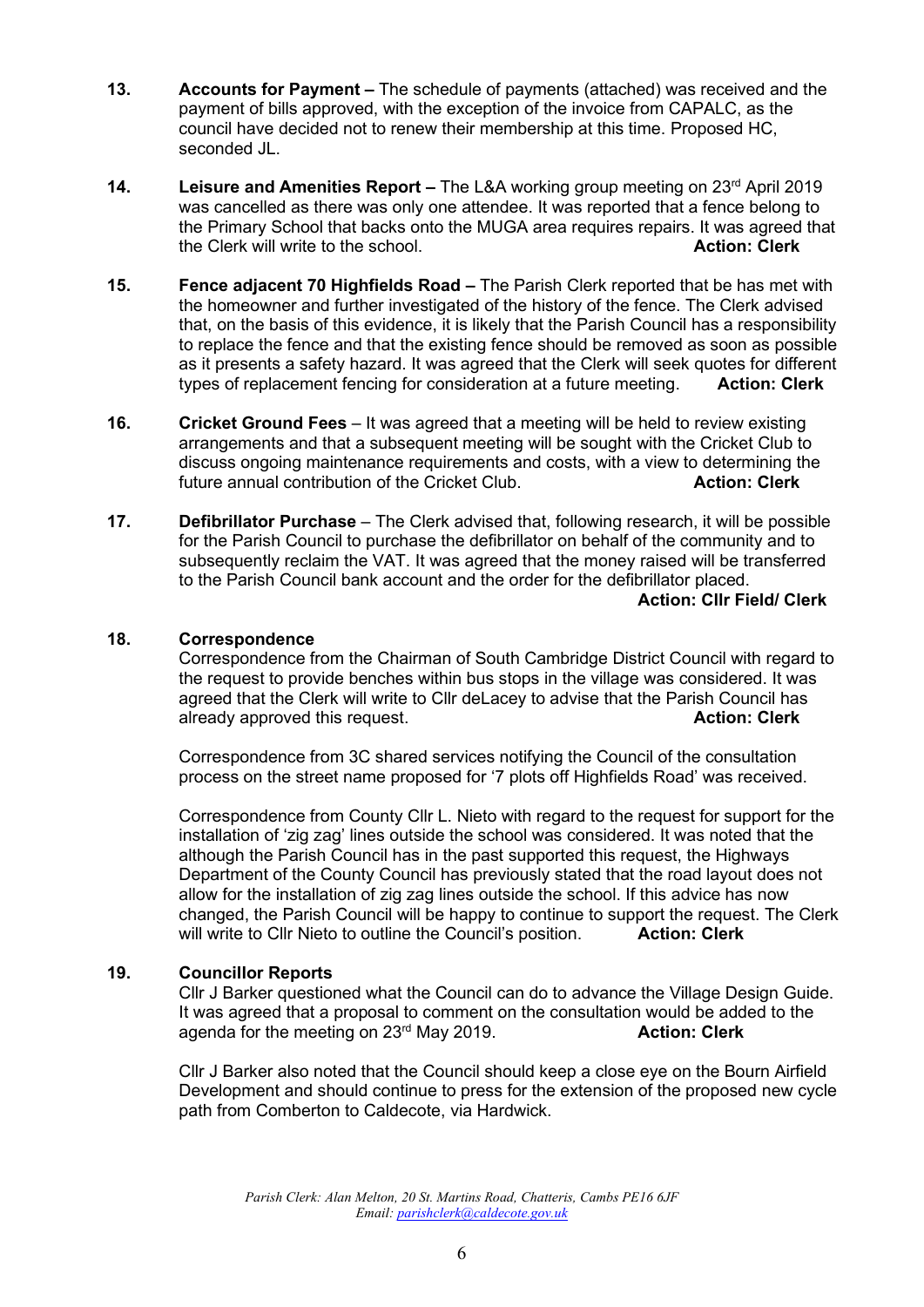**13.** **Accounts for Payment –** The schedule of payments (attached) was received and the payment of bills approved, with the exception of the invoice from CAPALC, as the council have decided not to renew their membership at this time. Proposed HC, seconded JL.

**14.** **Leisure and Amenities Report –** The L&A working group meeting on 23rd April 2019 was cancelled as there was only one attendee. It was reported that a fence belong to the Primary School that backs onto the MUGA area requires repairs. It was agreed that the Clerk will write to the school. **Action: Clerk**

**15.** **Fence adjacent 70 Highfields Road –** The Parish Clerk reported that be has met with the homeowner and further investigated of the history of the fence. The Clerk advised that, on the basis of this evidence, it is likely that the Parish Council has a responsibility to replace the fence and that the existing fence should be removed as soon as possible as it presents a safety hazard. It was agreed that the Clerk will seek quotes for different types of replacement fencing for consideration at a future meeting. **Action: Clerk**

**16.** **Cricket Ground Fees** – It was agreed that a meeting will be held to review existing arrangements and that a subsequent meeting will be sought with the Cricket Club to discuss ongoing maintenance requirements and costs, with a view to determining the future annual contribution of the Cricket Club. **Action: Clerk**

**17.** **Defibrillator Purchase** – The Clerk advised that, following research, it will be possible for the Parish Council to purchase the defibrillator on behalf of the community and to subsequently reclaim the VAT. It was agreed that the money raised will be transferred to the Parish Council bank account and the order for the defibrillator placed. **Action: Cllr Field/ Clerk**

**18.** **Correspondence**

Correspondence from the Chairman of South Cambridge District Council with regard to the request to provide benches within bus stops in the village was considered. It was agreed that the Clerk will write to Cllr deLacey to advise that the Parish Council has already approved this request. **Action: Clerk**

Correspondence from 3C shared services notifying the Council of the consultation process on the street name proposed for '7 plots off Highfields Road' was received.

Correspondence from County Cllr L. Nieto with regard to the request for support for the installation of 'zig zag' lines outside the school was considered. It was noted that the although the Parish Council has in the past supported this request, the Highways Department of the County Council has previously stated that the road layout does not allow for the installation of zig zag lines outside the school. If this advice has now changed, the Parish Council will be happy to continue to support the request. The Clerk will write to Cllr Nieto to outline the Council's position. **Action: Clerk**

**19.** **Councillor Reports**

Cllr J Barker questioned what the Council can do to advance the Village Design Guide. It was agreed that a proposal to comment on the consultation would be added to the agenda for the meeting on 23rd May 2019. **Action: Clerk**

Cllr J Barker also noted that the Council should keep a close eye on the Bourn Airfield Development and should continue to press for the extension of the proposed new cycle path from Comberton to Caldecote, via Hardwick.

*Parish Clerk: Alan Melton, 20 St. Martins Road, Chatteris, Cambs PE16 6JF*
*Email: parishclerk@caldecote.gov.uk*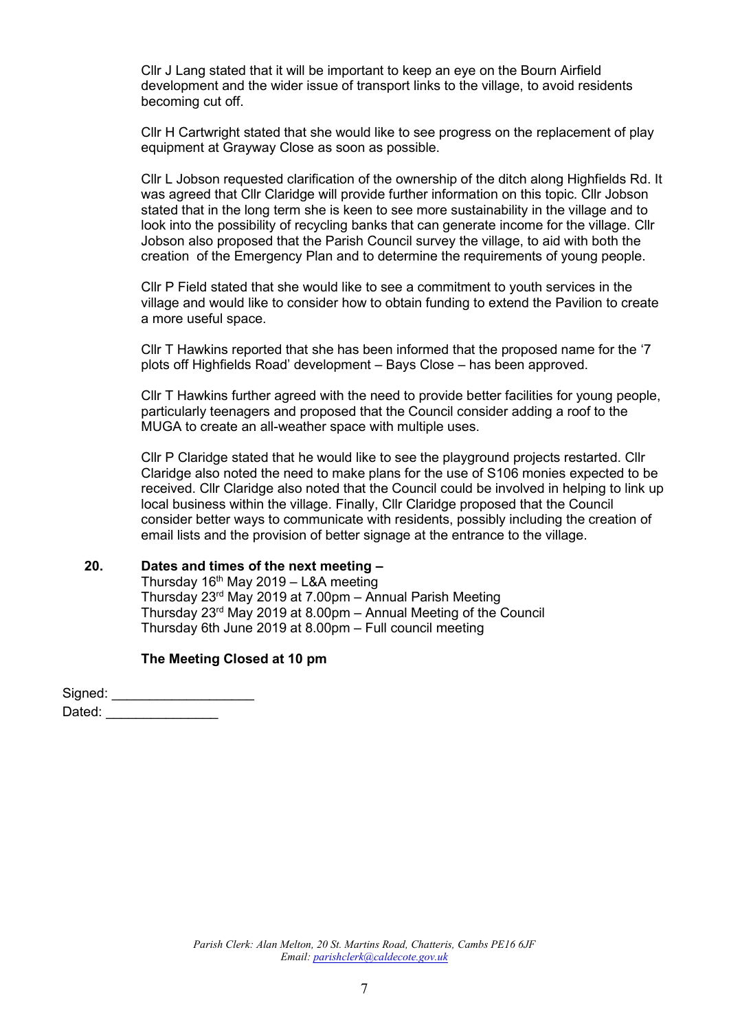Cllr J Lang stated that it will be important to keep an eye on the Bourn Airfield development and the wider issue of transport links to the village, to avoid residents becoming cut off.

Cllr H Cartwright stated that she would like to see progress on the replacement of play equipment at Grayway Close as soon as possible.

Cllr L Jobson requested clarification of the ownership of the ditch along Highfields Rd. It was agreed that Cllr Claridge will provide further information on this topic. Cllr Jobson stated that in the long term she is keen to see more sustainability in the village and to look into the possibility of recycling banks that can generate income for the village. Cllr Jobson also proposed that the Parish Council survey the village, to aid with both the creation of the Emergency Plan and to determine the requirements of young people.

Cllr P Field stated that she would like to see a commitment to youth services in the village and would like to consider how to obtain funding to extend the Pavilion to create a more useful space.

Cllr T Hawkins reported that she has been informed that the proposed name for the '7 plots off Highfields Road' development – Bays Close – has been approved.

Cllr T Hawkins further agreed with the need to provide better facilities for young people, particularly teenagers and proposed that the Council consider adding a roof to the MUGA to create an all-weather space with multiple uses.

Cllr P Claridge stated that he would like to see the playground projects restarted. Cllr Claridge also noted the need to make plans for the use of S106 monies expected to be received. Cllr Claridge also noted that the Council could be involved in helping to link up local business within the village. Finally, Cllr Claridge proposed that the Council consider better ways to communicate with residents, possibly including the creation of email lists and the provision of better signage at the entrance to the village.

**20. Dates and times of the next meeting –**

Thursday 16th May 2019 – L&A meeting
Thursday 23rd May 2019 at 7.00pm – Annual Parish Meeting
Thursday 23rd May 2019 at 8.00pm – Annual Meeting of the Council
Thursday 6th June 2019 at 8.00pm – Full council meeting

**The Meeting Closed at 10 pm**

Signed: ___________________
Dated: _______________

*Parish Clerk: Alan Melton, 20 St. Martins Road, Chatteris, Cambs PE16 6JF*
*Email: parishclerk@caldecote.gov.uk*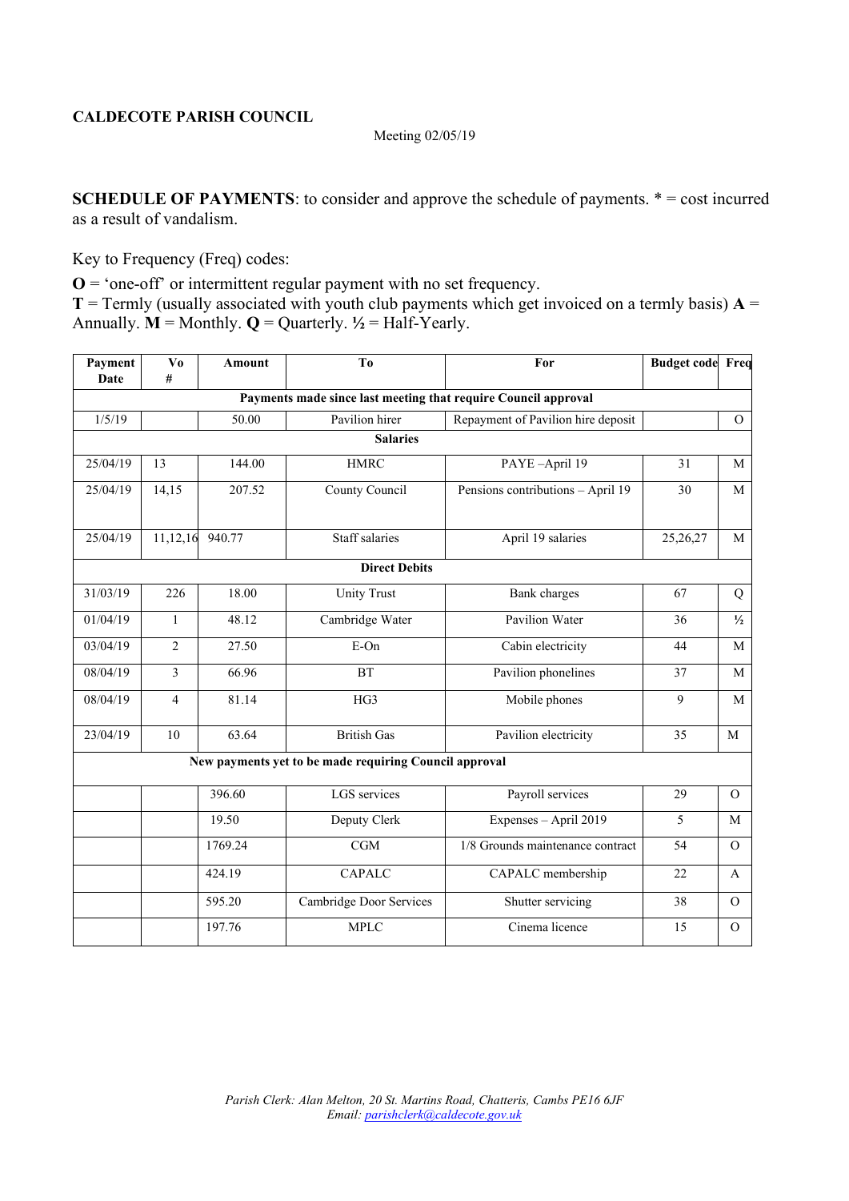**CALDECOTE PARISH COUNCIL**

Meeting 02/05/19

**SCHEDULE OF PAYMENTS**: to consider and approve the schedule of payments. * = cost incurred as a result of vandalism.

Key to Frequency (Freq) codes:

**O** = 'one-off' or intermittent regular payment with no set frequency.
**T** = Termly (usually associated with youth club payments which get invoiced on a termly basis) **A** = Annually. **M** = Monthly. **Q** = Quarterly. **½** = Half-Yearly.

| Payment Date | Vo # | Amount | To | For | Budget code | Freq |
|---|---|---|---|---|---|---|
| **Payments made since last meeting that require Council approval** | | | | | | |
| 1/5/19 | | 50.00 | Pavilion hirer | Repayment of Pavilion hire deposit | | O |
| **Salaries** | | | | | | |
| 25/04/19 | 13 | 144.00 | HMRC | PAYE –April 19 | 31 | M |
| 25/04/19 | 14,15 | 207.52 | County Council | Pensions contributions – April 19 | 30 | M |
| 25/04/19 | 11,12,16 | 940.77 | Staff salaries | April 19 salaries | 25,26,27 | M |
| **Direct Debits** | | | | | | |
| 31/03/19 | 226 | 18.00 | Unity Trust | Bank charges | 67 | Q |
| 01/04/19 | 1 | 48.12 | Cambridge Water | Pavilion Water | 36 | ½ |
| 03/04/19 | 2 | 27.50 | E-On | Cabin electricity | 44 | M |
| 08/04/19 | 3 | 66.96 | BT | Pavilion phonelines | 37 | M |
| 08/04/19 | 4 | 81.14 | HG3 | Mobile phones | 9 | M |
| 23/04/19 | 10 | 63.64 | British Gas | Pavilion electricity | 35 | M |
| **New payments yet to be made requiring Council approval** | | | | | | |
| | | 396.60 | LGS services | Payroll services | 29 | O |
| | | 19.50 | Deputy Clerk | Expenses – April 2019 | 5 | M |
| | | 1769.24 | CGM | 1/8 Grounds maintenance contract | 54 | O |
| | | 424.19 | CAPALC | CAPALC membership | 22 | A |
| | | 595.20 | Cambridge Door Services | Shutter servicing | 38 | O |
| | | 197.76 | MPLC | Cinema licence | 15 | O |

*Parish Clerk: Alan Melton, 20 St. Martins Road, Chatteris, Cambs PE16 6JF*
*Email: parishclerk@caldecote.gov.uk*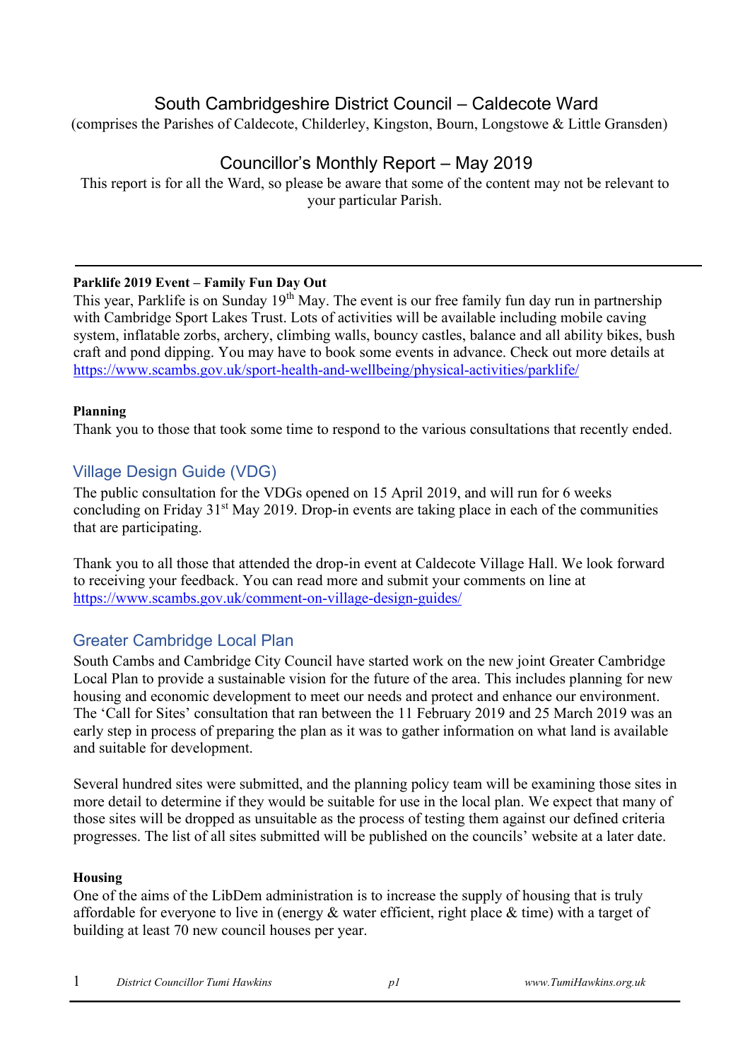# South Cambridgeshire District Council – Caldecote Ward

(comprises the Parishes of Caldecote, Childerley, Kingston, Bourn, Longstowe & Little Gransden)

## Councillor's Monthly Report – May 2019

This report is for all the Ward, so please be aware that some of the content may not be relevant to your particular Parish.

---

**Parklife 2019 Event – Family Fun Day Out**

This year, Parklife is on Sunday 19th May. The event is our free family fun day run in partnership with Cambridge Sport Lakes Trust. Lots of activities will be available including mobile caving system, inflatable zorbs, archery, climbing walls, bouncy castles, balance and all ability bikes, bush craft and pond dipping. You may have to book some events in advance. Check out more details at https://www.scambs.gov.uk/sport-health-and-wellbeing/physical-activities/parklife/

**Planning**

Thank you to those that took some time to respond to the various consultations that recently ended.

### Village Design Guide (VDG)

The public consultation for the VDGs opened on 15 April 2019, and will run for 6 weeks concluding on Friday 31st May 2019. Drop-in events are taking place in each of the communities that are participating.

Thank you to all those that attended the drop-in event at Caldecote Village Hall. We look forward to receiving your feedback. You can read more and submit your comments on line at https://www.scambs.gov.uk/comment-on-village-design-guides/

### Greater Cambridge Local Plan

South Cambs and Cambridge City Council have started work on the new joint Greater Cambridge Local Plan to provide a sustainable vision for the future of the area. This includes planning for new housing and economic development to meet our needs and protect and enhance our environment. The 'Call for Sites' consultation that ran between the 11 February 2019 and 25 March 2019 was an early step in process of preparing the plan as it was to gather information on what land is available and suitable for development.

Several hundred sites were submitted, and the planning policy team will be examining those sites in more detail to determine if they would be suitable for use in the local plan. We expect that many of those sites will be dropped as unsuitable as the process of testing them against our defined criteria progresses. The list of all sites submitted will be published on the councils' website at a later date.

**Housing**

One of the aims of the LibDem administration is to increase the supply of housing that is truly affordable for everyone to live in (energy & water efficient, right place & time) with a target of building at least 70 new council houses per year.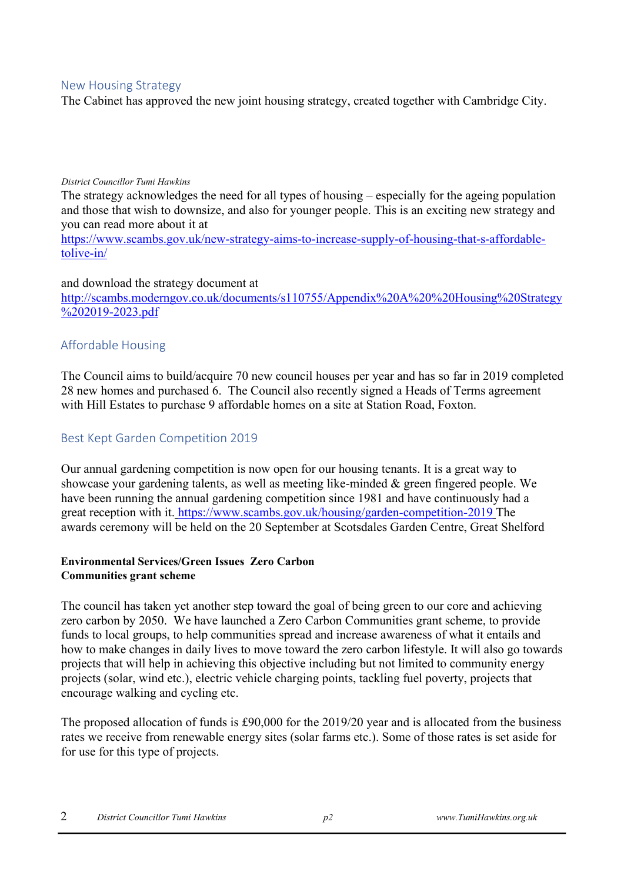## New Housing Strategy

The Cabinet has approved the new joint housing strategy, created together with Cambridge City.

*District Councillor Tumi Hawkins*

The strategy acknowledges the need for all types of housing – especially for the ageing population and those that wish to downsize, and also for younger people. This is an exciting new strategy and you can read more about it at https://www.scambs.gov.uk/new-strategy-aims-to-increase-supply-of-housing-that-s-affordable-tolive-in/

and download the strategy document at http://scambs.moderngov.co.uk/documents/s110755/Appendix%20A%20%20Housing%20Strategy%202019-2023.pdf

## Affordable Housing

The Council aims to build/acquire 70 new council houses per year and has so far in 2019 completed 28 new homes and purchased 6. The Council also recently signed a Heads of Terms agreement with Hill Estates to purchase 9 affordable homes on a site at Station Road, Foxton.

## Best Kept Garden Competition 2019

Our annual gardening competition is now open for our housing tenants. It is a great way to showcase your gardening talents, as well as meeting like-minded & green fingered people. We have been running the annual gardening competition since 1981 and have continuously had a great reception with it. https://www.scambs.gov.uk/housing/garden-competition-2019 The awards ceremony will be held on the 20 September at Scotsdales Garden Centre, Great Shelford

**Environmental Services/Green Issues Zero Carbon Communities grant scheme**

The council has taken yet another step toward the goal of being green to our core and achieving zero carbon by 2050. We have launched a Zero Carbon Communities grant scheme, to provide funds to local groups, to help communities spread and increase awareness of what it entails and how to make changes in daily lives to move toward the zero carbon lifestyle. It will also go towards projects that will help in achieving this objective including but not limited to community energy projects (solar, wind etc.), electric vehicle charging points, tackling fuel poverty, projects that encourage walking and cycling etc.

The proposed allocation of funds is £90,000 for the 2019/20 year and is allocated from the business rates we receive from renewable energy sites (solar farms etc.). Some of those rates is set aside for for use for this type of projects.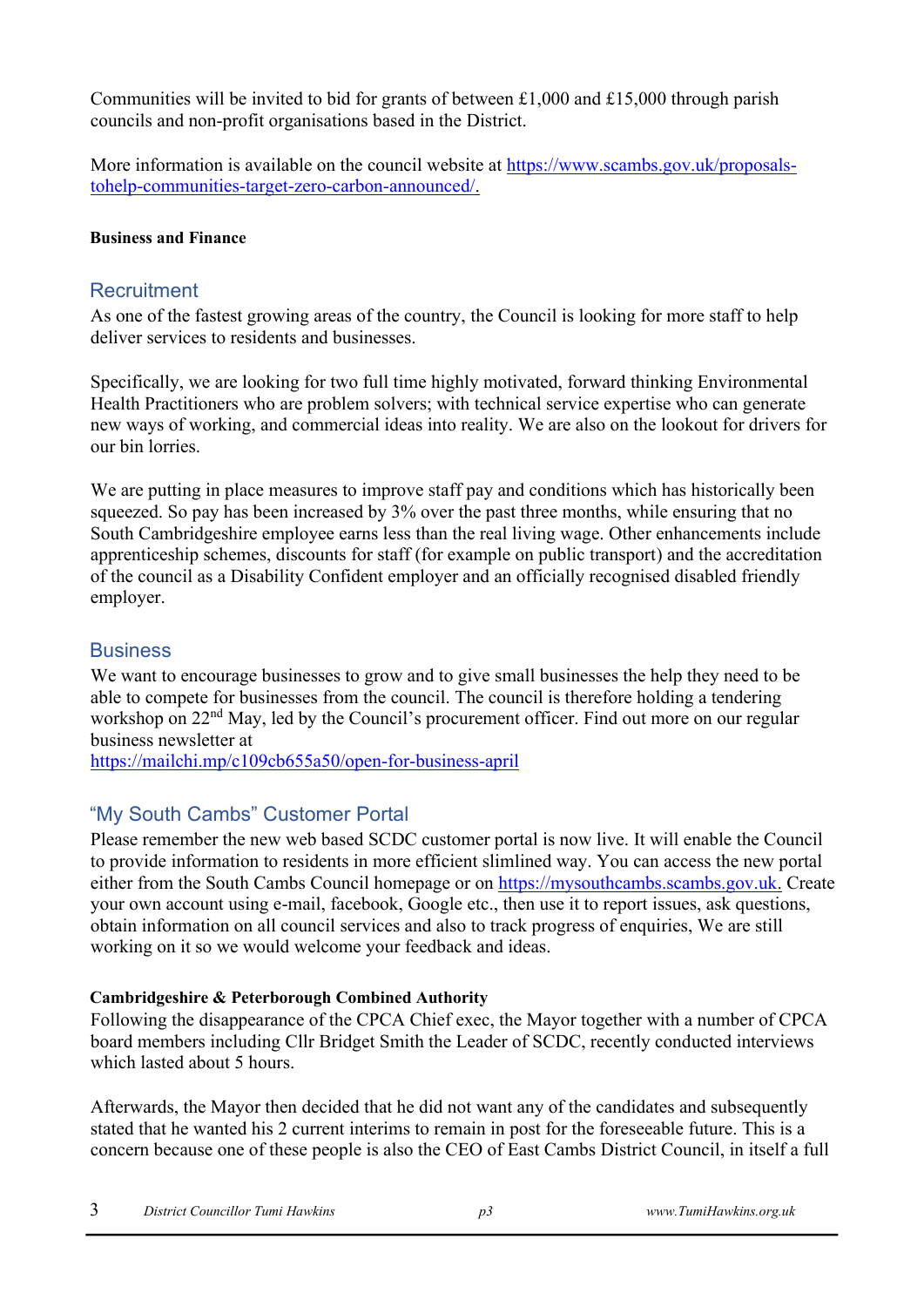Communities will be invited to bid for grants of between £1,000 and £15,000 through parish councils and non-profit organisations based in the District.

More information is available on the council website at [https://www.scambs.gov.uk/proposals-tohelp-communities-target-zero-carbon-announced/.](https://www.scambs.gov.uk/proposals-tohelp-communities-target-zero-carbon-announced/)

**Business and Finance**

## Recruitment

As one of the fastest growing areas of the country, the Council is looking for more staff to help deliver services to residents and businesses.

Specifically, we are looking for two full time highly motivated, forward thinking Environmental Health Practitioners who are problem solvers; with technical service expertise who can generate new ways of working, and commercial ideas into reality. We are also on the lookout for drivers for our bin lorries.

We are putting in place measures to improve staff pay and conditions which has historically been squeezed. So pay has been increased by 3% over the past three months, while ensuring that no South Cambridgeshire employee earns less than the real living wage. Other enhancements include apprenticeship schemes, discounts for staff (for example on public transport) and the accreditation of the council as a Disability Confident employer and an officially recognised disabled friendly employer.

## Business

We want to encourage businesses to grow and to give small businesses the help they need to be able to compete for businesses from the council. The council is therefore holding a tendering workshop on 22nd May, led by the Council's procurement officer. Find out more on our regular business newsletter at
[https://mailchi.mp/c109cb655a50/open-for-business-april](https://mailchi.mp/c109cb655a50/open-for-business-april)

## "My South Cambs" Customer Portal

Please remember the new web based SCDC customer portal is now live. It will enable the Council to provide information to residents in more efficient slimlined way. You can access the new portal either from the South Cambs Council homepage or on [https://mysouthcambs.scambs.gov.uk.](https://mysouthcambs.scambs.gov.uk) Create your own account using e-mail, facebook, Google etc., then use it to report issues, ask questions, obtain information on all council services and also to track progress of enquiries, We are still working on it so we would welcome your feedback and ideas.

**Cambridgeshire & Peterborough Combined Authority**

Following the disappearance of the CPCA Chief exec, the Mayor together with a number of CPCA board members including Cllr Bridget Smith the Leader of SCDC, recently conducted interviews which lasted about 5 hours.

Afterwards, the Mayor then decided that he did not want any of the candidates and subsequently stated that he wanted his 2 current interims to remain in post for the foreseeable future. This is a concern because one of these people is also the CEO of East Cambs District Council, in itself a full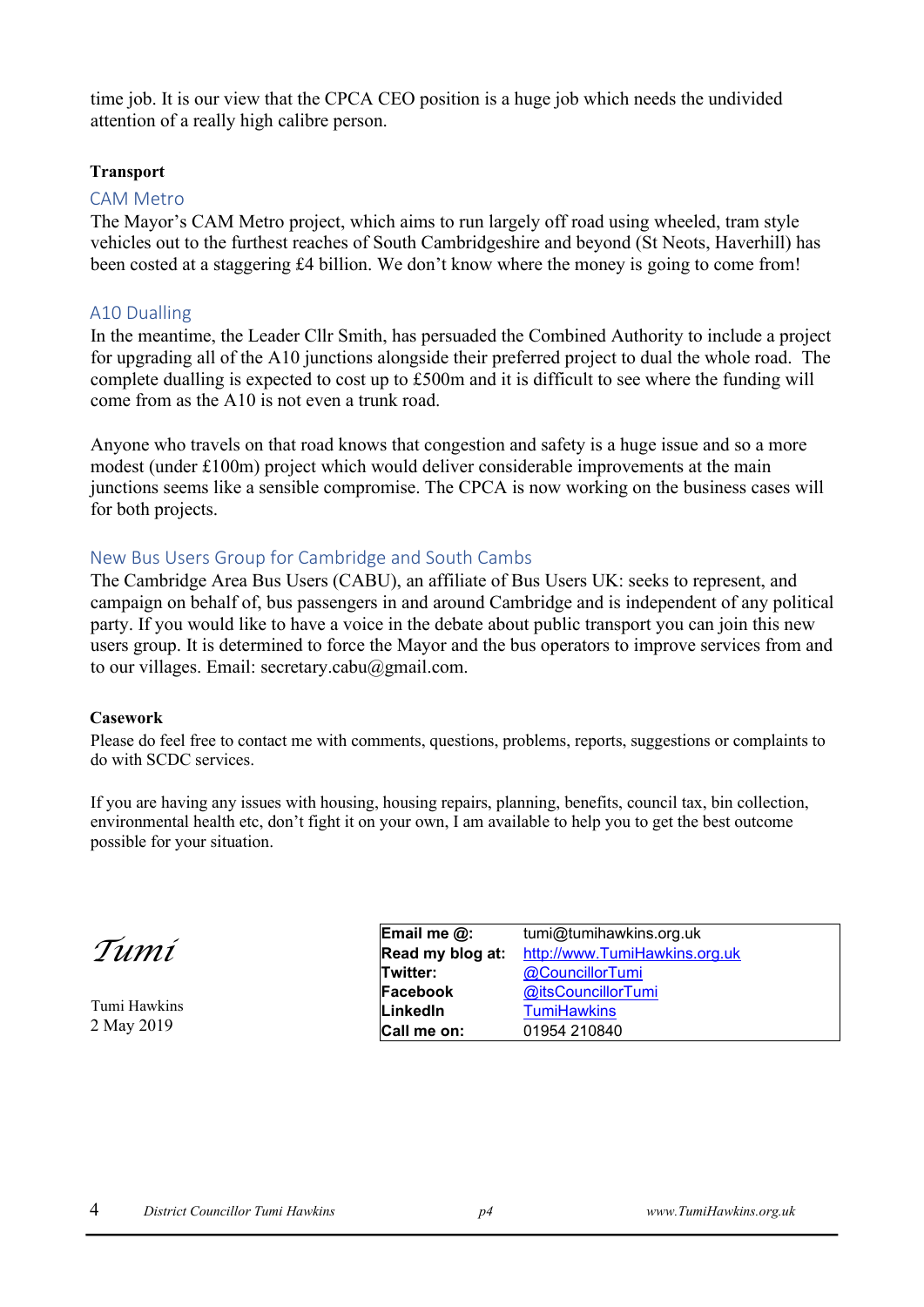time job. It is our view that the CPCA CEO position is a huge job which needs the undivided attention of a really high calibre person.

**Transport**

### CAM Metro

The Mayor's CAM Metro project, which aims to run largely off road using wheeled, tram style vehicles out to the furthest reaches of South Cambridgeshire and beyond (St Neots, Haverhill) has been costed at a staggering £4 billion. We don't know where the money is going to come from!

### A10 Dualling

In the meantime, the Leader Cllr Smith, has persuaded the Combined Authority to include a project for upgrading all of the A10 junctions alongside their preferred project to dual the whole road. The complete dualling is expected to cost up to £500m and it is difficult to see where the funding will come from as the A10 is not even a trunk road.

Anyone who travels on that road knows that congestion and safety is a huge issue and so a more modest (under £100m) project which would deliver considerable improvements at the main junctions seems like a sensible compromise. The CPCA is now working on the business cases will for both projects.

### New Bus Users Group for Cambridge and South Cambs

The Cambridge Area Bus Users (CABU), an affiliate of Bus Users UK: seeks to represent, and campaign on behalf of, bus passengers in and around Cambridge and is independent of any political party. If you would like to have a voice in the debate about public transport you can join this new users group. It is determined to force the Mayor and the bus operators to improve services from and to our villages. Email: secretary.cabu@gmail.com.

**Casework**

Please do feel free to contact me with comments, questions, problems, reports, suggestions or complaints to do with SCDC services.

If you are having any issues with housing, housing repairs, planning, benefits, council tax, bin collection, environmental health etc, don't fight it on your own, I am available to help you to get the best outcome possible for your situation.

*Tumi*

Tumi Hawkins
2 May 2019

| | |
|---|---|
| **Email me @:** | tumi@tumihawkins.org.uk |
| **Read my blog at:** | http://www.TumiHawkins.org.uk |
| **Twitter:** | @CouncillorTumi |
| **Facebook** | @itsCouncillorTumi |
| **LinkedIn** | TumiHawkins |
| **Call me on:** | 01954 210840 |